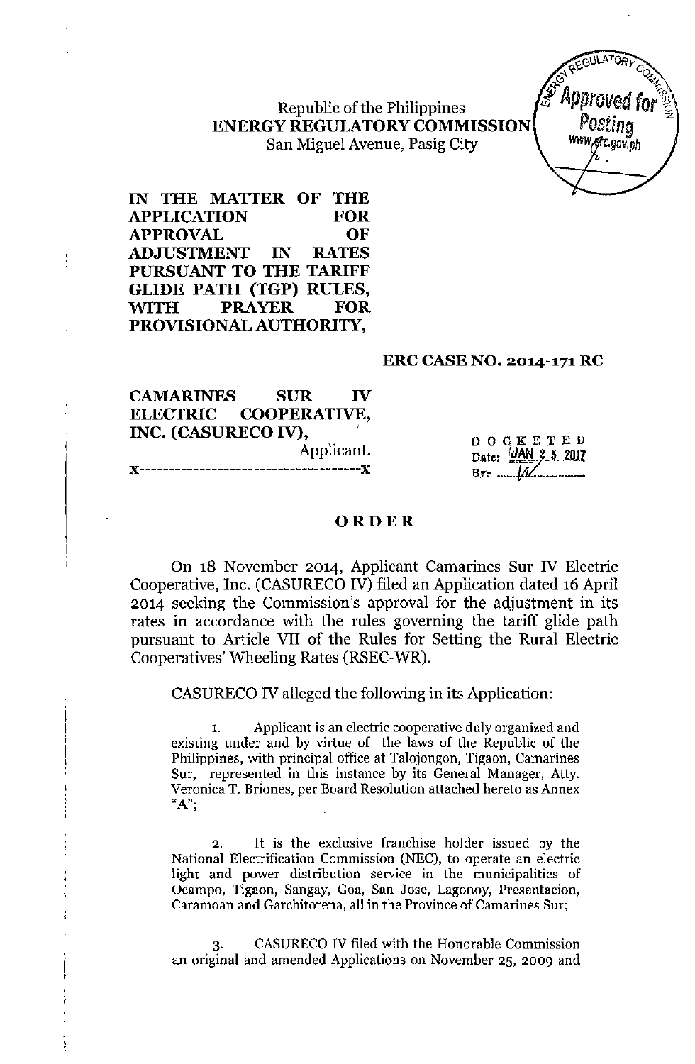Republic of the Philippines
**ENERGY REGULATORY COMMISSION**
San Miguel Avenue, Pasig City

**IN THE MATTER OF THE APPLICATION FOR APPROVAL OF ADJUSTMENT IN RATES PURSUANT TO THE TARIFF GLIDE PATH (TGP) RULES, WITH PRAYER FOR PROVISIONAL AUTHORITY,**

**ERC CASE NO. 2014-171 RC**

**CAMARINES SUR IV ELECTRIC COOPERATIVE, INC. (CASURECO IV),**
Applicant.
x-------------------------------------x

DOCKETED
Date: JAN 25 2017
By: ______

# ORDER

On 18 November 2014, Applicant Camarines Sur IV Electric Cooperative, Inc. (CASURECO IV) filed an Application dated 16 April 2014 seeking the Commission's approval for the adjustment in its rates in accordance with the rules governing the tariff glide path pursuant to Article VII of the Rules for Setting the Rural Electric Cooperatives' Wheeling Rates (RSEC-WR).

CASURECO IV alleged the following in its Application:

> 1. Applicant is an electric cooperative duly organized and existing under and by virtue of the laws of the Republic of the Philippines, with principal office at Talojongon, Tigaon, Camarines Sur, represented in this instance by its General Manager, Atty. Veronica T. Briones, per Board Resolution attached hereto as Annex "A";
>
> 2. It is the exclusive franchise holder issued by the National Electrification Commission (NEC), to operate an electric light and power distribution service in the municipalities of Ocampo, Tigaon, Sangay, Goa, San Jose, Lagonoy, Presentacion, Caramoan and Garchitorena, all in the Province of Camarines Sur;
>
> 3. CASURECO IV filed with the Honorable Commission an original and amended Applications on November 25, 2009 and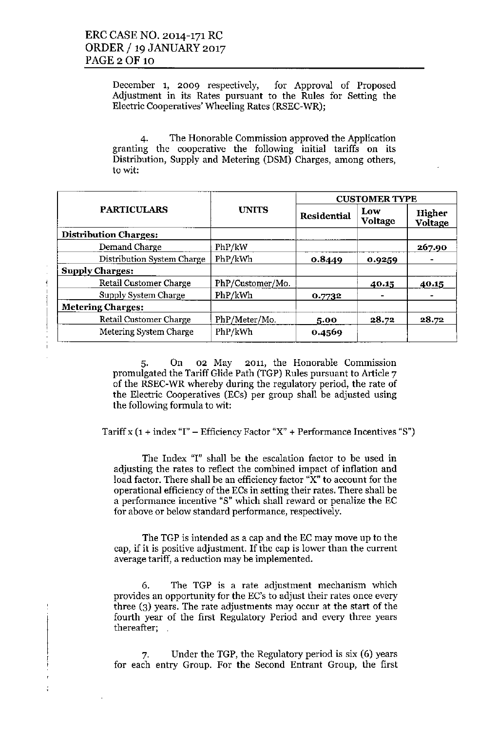December 1, 2009 respectively, for Approval of Proposed Adjustment in its Rates pursuant to the Rules for Setting the Electric Cooperatives' Wheeling Rates (RSEC-WR);

4. The Honorable Commission approved the Application granting the cooperative the following initial tariffs on its Distribution, Supply and Metering (DSM) Charges, among others, to wit:

| PARTICULARS | UNITS | CUSTOMER TYPE | | |
|---|---|---|---|---|
| | | Residential | Low Voltage | Higher Voltage |
| **Distribution Charges:** | | | | |
| Demand Charge | PhP/kW | | | 267.90 |
| Distribution System Charge | PhP/kWh | 0.8449 | 0.9259 | - |
| **Supply Charges:** | | | | |
| Retail Customer Charge | PhP/Customer/Mo. | | 40.15 | 40.15 |
| Supply System Charge | PhP/kWh | 0.7732 | - | - |
| **Metering Charges:** | | | | |
| Retail Customer Charge | PhP/Meter/Mo. | 5.00 | 28.72 | 28.72 |
| Metering System Charge | PhP/kWh | 0.4569 | | |

5. On 02 May 2011, the Honorable Commission promulgated the Tariff Glide Path (TGP) Rules pursuant to Article 7 of the RSEC-WR whereby during the regulatory period, the rate of the Electric Cooperatives (ECs) per group shall be adjusted using the following formula to wit:

Tariff x (1 + index "I" – Efficiency Factor "X" + Performance Incentives "S")

The Index "I" shall be the escalation factor to be used in adjusting the rates to reflect the combined impact of inflation and load factor. There shall be an efficiency factor "X" to account for the operational efficiency of the ECs in setting their rates. There shall be a performance incentive "S" which shall reward or penalize the EC for above or below standard performance, respectively.

The TGP is intended as a cap and the EC may move up to the cap, if it is positive adjustment. If the cap is lower than the current average tariff, a reduction may be implemented.

6. The TGP is a rate adjustment mechanism which provides an opportunity for the EC's to adjust their rates once every three (3) years. The rate adjustments may occur at the start of the fourth year of the first Regulatory Period and every three years thereafter;

7. Under the TGP, the Regulatory period is six (6) years for each entry Group. For the Second Entrant Group, the first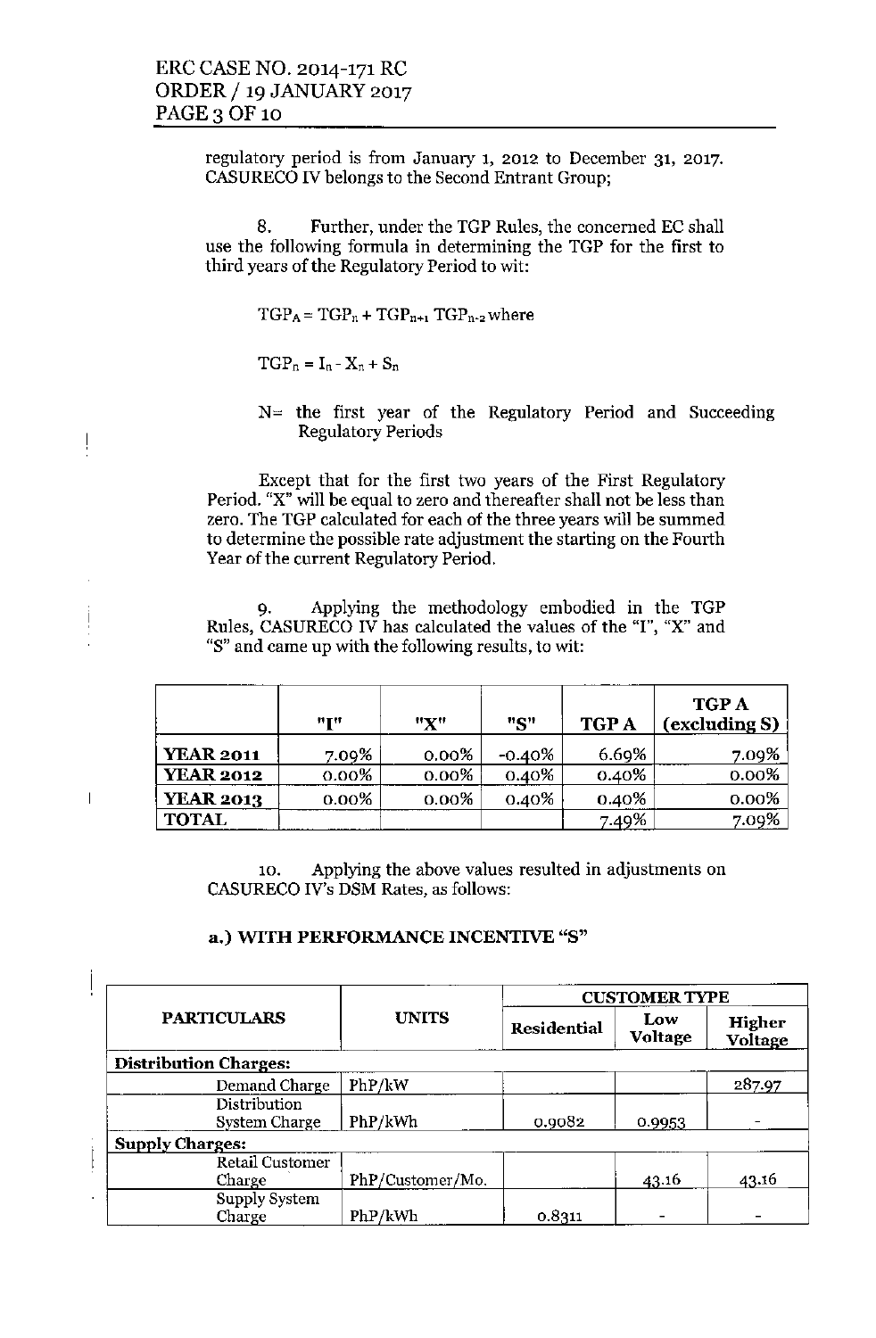regulatory period is from January 1, 2012 to December 31, 2017. CASURECO IV belongs to the Second Entrant Group;

8. Further, under the TGP Rules, the concerned EC shall use the following formula in determining the TGP for the first to third years of the Regulatory Period to wit:

$TGP_A = TGP_n + TGP_{n+1}\ TGP_{n-2}$ where

$TGP_n = I_n - X_n + S_n$

N= the first year of the Regulatory Period and Succeeding Regulatory Periods

Except that for the first two years of the First Regulatory Period. "X" will be equal to zero and thereafter shall not be less than zero. The TGP calculated for each of the three years will be summed to determine the possible rate adjustment the starting on the Fourth Year of the current Regulatory Period.

9. Applying the methodology embodied in the TGP Rules, CASURECO IV has calculated the values of the "I", "X" and "S" and came up with the following results, to wit:

| | "I" | "X" | "S" | TGP A | TGP A (excluding S) |
|---|---|---|---|---|---|
| **YEAR 2011** | 7.09% | 0.00% | -0.40% | 6.69% | 7.09% |
| **YEAR 2012** | 0.00% | 0.00% | 0.40% | 0.40% | 0.00% |
| **YEAR 2013** | 0.00% | 0.00% | 0.40% | 0.40% | 0.00% |
| **TOTAL** | | | | 7.49% | 7.09% |

10. Applying the above values resulted in adjustments on CASURECO IV's DSM Rates, as follows:

**a.) WITH PERFORMANCE INCENTIVE "S"**

| PARTICULARS | UNITS | CUSTOMER TYPE | | |
|---|---|---|---|---|
| | | Residential | Low Voltage | Higher Voltage |
| **Distribution Charges:** | | | | |
| Demand Charge | PhP/kW | | | 287.97 |
| Distribution System Charge | PhP/kWh | 0.9082 | 0.9953 | - |
| **Supply Charges:** | | | | |
| Retail Customer Charge | PhP/Customer/Mo. | | 43.16 | 43.16 |
| Supply System Charge | PhP/kWh | 0.8311 | - | - |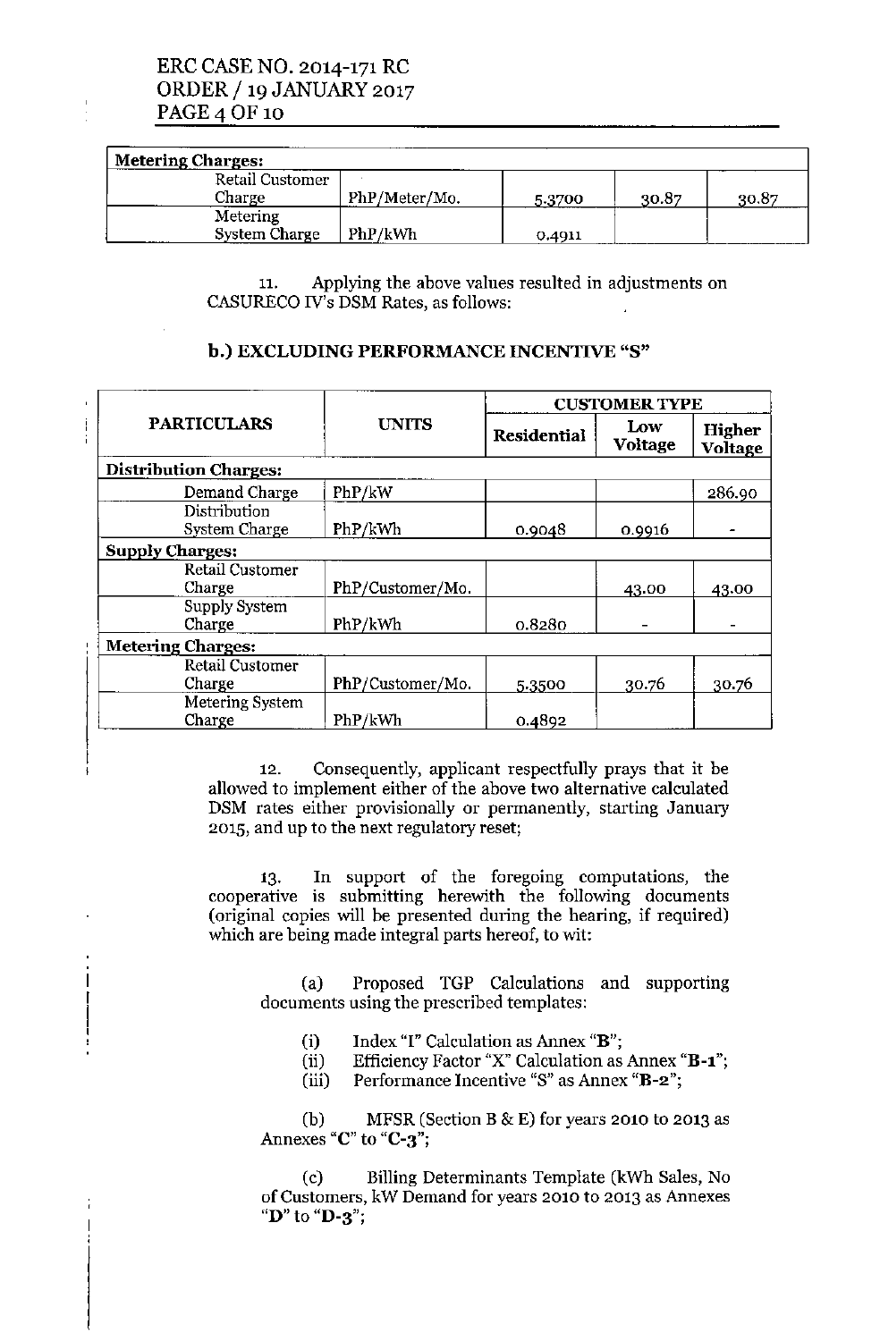| Metering Charges: | | | | |
|---|---|---|---|---|
| Retail Customer Charge | PhP/Meter/Mo. | 5.3700 | 30.87 | 30.87 |
| Metering System Charge | PhP/kWh | 0.4911 | | |

11. Applying the above values resulted in adjustments on CASURECO IV's DSM Rates, as follows:

### b.) EXCLUDING PERFORMANCE INCENTIVE "S"

| PARTICULARS | UNITS | CUSTOMER TYPE | | |
|---|---|---|---|---|
| | | Residential | Low Voltage | Higher Voltage |
| **Distribution Charges:** | | | | |
| Demand Charge | PhP/kW | | | 286.90 |
| Distribution System Charge | PhP/kWh | 0.9048 | 0.9916 | - |
| **Supply Charges:** | | | | |
| Retail Customer Charge | PhP/Customer/Mo. | | 43.00 | 43.00 |
| Supply System Charge | PhP/kWh | 0.8280 | - | - |
| **Metering Charges:** | | | | |
| Retail Customer Charge | PhP/Customer/Mo. | 5.3500 | 30.76 | 30.76 |
| Metering System Charge | PhP/kWh | 0.4892 | | |

12. Consequently, applicant respectfully prays that it be allowed to implement either of the above two alternative calculated DSM rates either provisionally or permanently, starting January 2015, and up to the next regulatory reset;

13. In support of the foregoing computations, the cooperative is submitting herewith the following documents (original copies will be presented during the hearing, if required) which are being made integral parts hereof, to wit:

(a) Proposed TGP Calculations and supporting documents using the prescribed templates:

(i) Index "I" Calculation as Annex "**B**";
(ii) Efficiency Factor "X" Calculation as Annex "**B-1**";
(iii) Performance Incentive "S" as Annex "**B-2**";

(b) MFSR (Section B & E) for years 2010 to 2013 as Annexes "**C**" to "**C-3**";

(c) Billing Determinants Template (kWh Sales, No of Customers, kW Demand for years 2010 to 2013 as Annexes "**D**" to "**D-3**";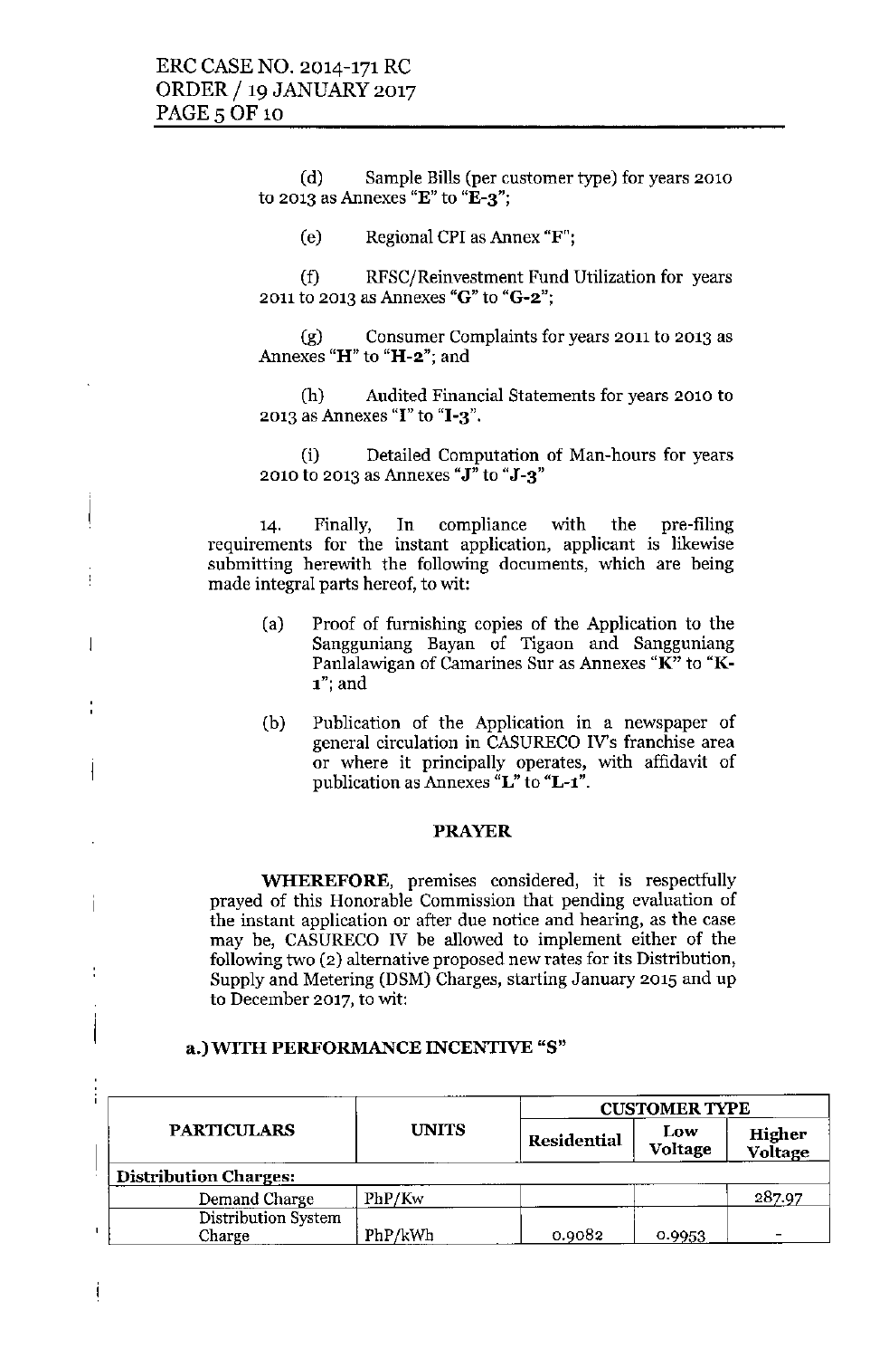(d) Sample Bills (per customer type) for years 2010 to 2013 as Annexes "**E**" to "**E-3**";

(e) Regional CPI as Annex "**F**";

(f) RFSC/Reinvestment Fund Utilization for years 2011 to 2013 as Annexes "**G**" to "**G-2**";

(g) Consumer Complaints for years 2011 to 2013 as Annexes "**H**" to "**H-2**"; and

(h) Audited Financial Statements for years 2010 to 2013 as Annexes "**I**" to "**I-3**".

(i) Detailed Computation of Man-hours for years 2010 to 2013 as Annexes "**J**" to "**J-3**"

14. Finally, In compliance with the pre-filing requirements for the instant application, applicant is likewise submitting herewith the following documents, which are being made integral parts hereof, to wit:

(a) Proof of furnishing copies of the Application to the Sangguniang Bayan of Tigaon and Sangguniang Panlalawigan of Camarines Sur as Annexes "**K**" to "**K-1**"; and

(b) Publication of the Application in a newspaper of general circulation in CASURECO IV's franchise area or where it principally operates, with affidavit of publication as Annexes "**L**" to "**L-1**".

## PRAYER

**WHEREFORE**, premises considered, it is respectfully prayed of this Honorable Commission that pending evaluation of the instant application or after due notice and hearing, as the case may be, CASURECO IV be allowed to implement either of the following two (2) alternative proposed new rates for its Distribution, Supply and Metering (DSM) Charges, starting January 2015 and up to December 2017, to wit:

**a.) WITH PERFORMANCE INCENTIVE "S"**

| PARTICULARS | UNITS | CUSTOMER TYPE | | |
|---|---|---|---|---|
| | | **Residential** | **Low Voltage** | **Higher Voltage** |
| **Distribution Charges:** | | | | |
| Demand Charge | PhP/Kw | | | 287.97 |
| Distribution System Charge | PhP/kWh | 0.9082 | 0.9953 | - |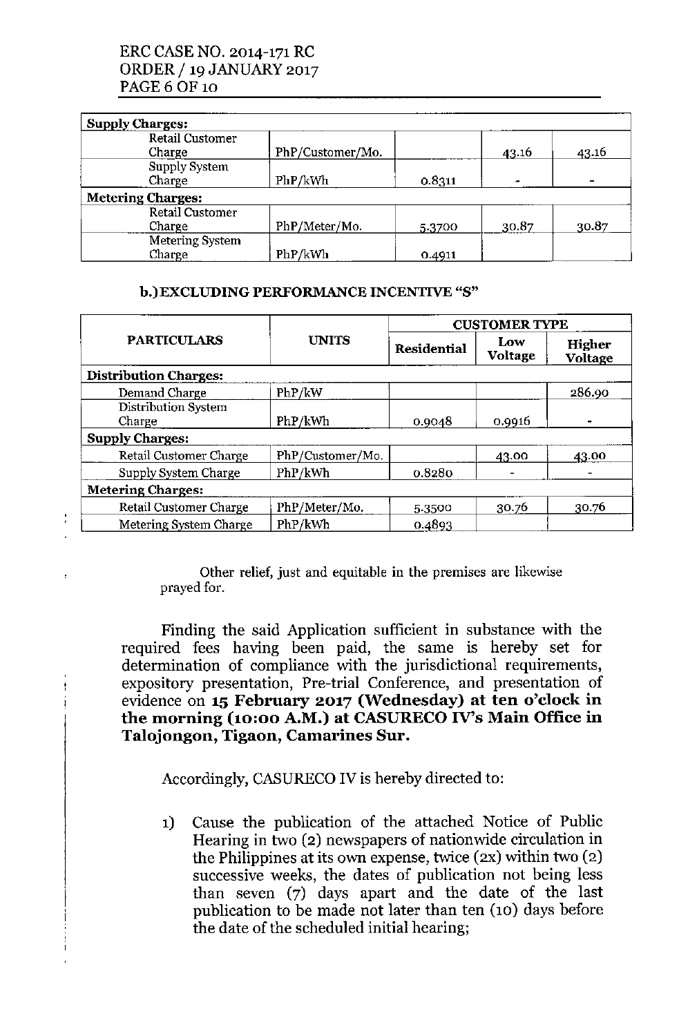| | | | | |
|---|---|---|---|---|
| **Supply Charges:** | | | | |
| Retail Customer Charge | PhP/Customer/Mo. | | 43.16 | 43.16 |
| Supply System Charge | PhP/kWh | 0.8311 | - | - |
| **Metering Charges:** | | | | |
| Retail Customer Charge | PhP/Meter/Mo. | 5.3700 | 30.87 | 30.87 |
| Metering System Charge | PhP/kWh | 0.4911 | | |

#### b.) EXCLUDING PERFORMANCE INCENTIVE "S"

| PARTICULARS | UNITS | CUSTOMER TYPE | | |
|---|---|---|---|---|
| | | Residential | Low Voltage | Higher Voltage |
| **Distribution Charges:** | | | | |
| Demand Charge | PhP/kW | | | 286.90 |
| Distribution System Charge | PhP/kWh | 0.9048 | 0.9916 | - |
| **Supply Charges:** | | | | |
| Retail Customer Charge | PhP/Customer/Mo. | | 43.00 | 43.00 |
| Supply System Charge | PhP/kWh | 0.8280 | - | - |
| **Metering Charges:** | | | | |
| Retail Customer Charge | PhP/Meter/Mo. | 5.3500 | 30.76 | 30.76 |
| Metering System Charge | PhP/kWh | 0.4893 | | |

Other relief, just and equitable in the premises are likewise prayed for.

Finding the said Application sufficient in substance with the required fees having been paid, the same is hereby set for determination of compliance with the jurisdictional requirements, expository presentation, Pre-trial Conference, and presentation of evidence on **15 February 2017 (Wednesday) at ten o'clock in the morning (10:00 A.M.) at CASURECO IV's Main Office in Talojongon, Tigaon, Camarines Sur.**

Accordingly, CASURECO IV is hereby directed to:

1) Cause the publication of the attached Notice of Public Hearing in two (2) newspapers of nationwide circulation in the Philippines at its own expense, twice (2x) within two (2) successive weeks, the dates of publication not being less than seven (7) days apart and the date of the last publication to be made not later than ten (10) days before the date of the scheduled initial hearing;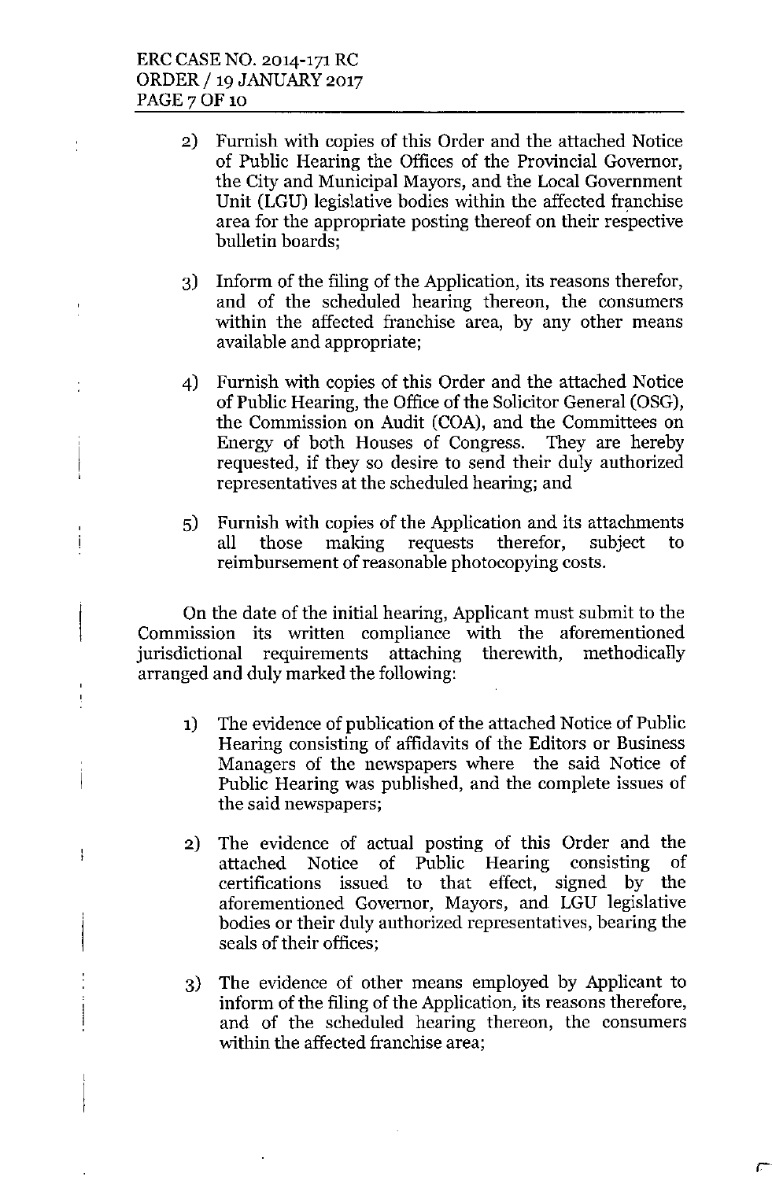2) Furnish with copies of this Order and the attached Notice of Public Hearing the Offices of the Provincial Governor, the City and Municipal Mayors, and the Local Government Unit (LGU) legislative bodies within the affected franchise area for the appropriate posting thereof on their respective bulletin boards;

3) Inform of the filing of the Application, its reasons therefor, and of the scheduled hearing thereon, the consumers within the affected franchise area, by any other means available and appropriate;

4) Furnish with copies of this Order and the attached Notice of Public Hearing, the Office of the Solicitor General (OSG), the Commission on Audit (COA), and the Committees on Energy of both Houses of Congress. They are hereby requested, if they so desire to send their duly authorized representatives at the scheduled hearing; and

5) Furnish with copies of the Application and its attachments all those making requests therefor, subject to reimbursement of reasonable photocopying costs.

On the date of the initial hearing, Applicant must submit to the Commission its written compliance with the aforementioned jurisdictional requirements attaching therewith, methodically arranged and duly marked the following:

1) The evidence of publication of the attached Notice of Public Hearing consisting of affidavits of the Editors or Business Managers of the newspapers where the said Notice of Public Hearing was published, and the complete issues of the said newspapers;

2) The evidence of actual posting of this Order and the attached Notice of Public Hearing consisting of certifications issued to that effect, signed by the aforementioned Governor, Mayors, and LGU legislative bodies or their duly authorized representatives, bearing the seals of their offices;

3) The evidence of other means employed by Applicant to inform of the filing of the Application, its reasons therefore, and of the scheduled hearing thereon, the consumers within the affected franchise area;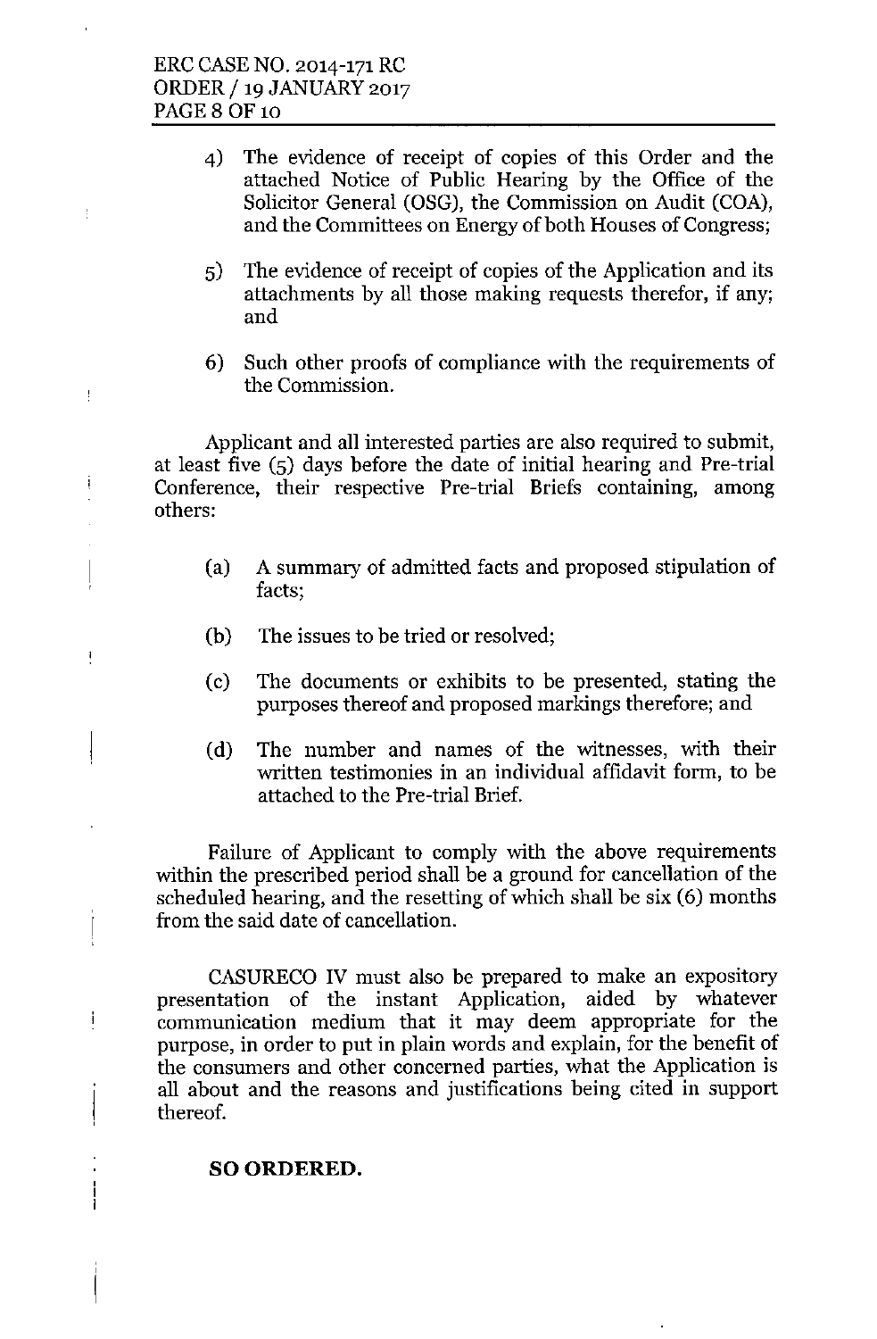4) The evidence of receipt of copies of this Order and the attached Notice of Public Hearing by the Office of the Solicitor General (OSG), the Commission on Audit (COA), and the Committees on Energy of both Houses of Congress;

5) The evidence of receipt of copies of the Application and its attachments by all those making requests therefor, if any; and

6) Such other proofs of compliance with the requirements of the Commission.

Applicant and all interested parties are also required to submit, at least five (5) days before the date of initial hearing and Pre-trial Conference, their respective Pre-trial Briefs containing, among others:

(a) A summary of admitted facts and proposed stipulation of facts;

(b) The issues to be tried or resolved;

(c) The documents or exhibits to be presented, stating the purposes thereof and proposed markings therefore; and

(d) The number and names of the witnesses, with their written testimonies in an individual affidavit form, to be attached to the Pre-trial Brief.

Failure of Applicant to comply with the above requirements within the prescribed period shall be a ground for cancellation of the scheduled hearing, and the resetting of which shall be six (6) months from the said date of cancellation.

CASURECO IV must also be prepared to make an expository presentation of the instant Application, aided by whatever communication medium that it may deem appropriate for the purpose, in order to put in plain words and explain, for the benefit of the consumers and other concerned parties, what the Application is all about and the reasons and justifications being cited in support thereof.

**SO ORDERED.**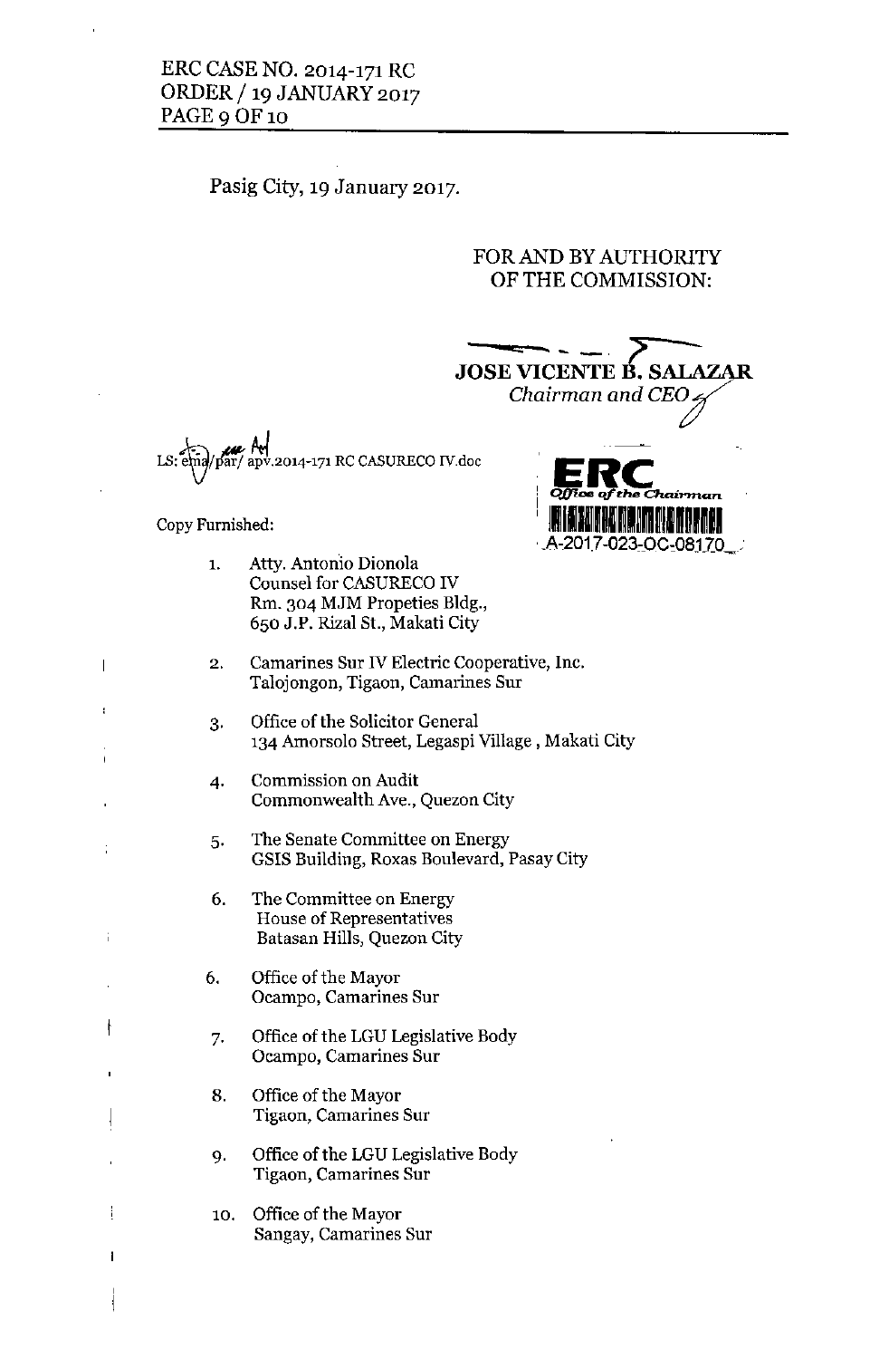Pasig City, 19 January 2017.

FOR AND BY AUTHORITY
OF THE COMMISSION:

**JOSE VICENTE B. SALAZAR**
*Chairman and CEO*

LS: ema/par/ apv.2014-171 RC CASURECO IV.doc

ERC
*Office of the Chairman*
A-2017-023-OC-08170

Copy Furnished:

1. Atty. Antonio Dionola
   Counsel for CASURECO IV
   Rm. 304 MJM Propeties Bldg.,
   650 J.P. Rizal St., Makati City

2. Camarines Sur IV Electric Cooperative, Inc.
   Talojongon, Tigaon, Camarines Sur

3. Office of the Solicitor General
   134 Amorsolo Street, Legaspi Village , Makati City

4. Commission on Audit
   Commonwealth Ave., Quezon City

5. The Senate Committee on Energy
   GSIS Building, Roxas Boulevard, Pasay City

6. The Committee on Energy
   House of Representatives
   Batasan Hills, Quezon City

6. Office of the Mayor
   Ocampo, Camarines Sur

7. Office of the LGU Legislative Body
   Ocampo, Camarines Sur

8. Office of the Mayor
   Tigaon, Camarines Sur

9. Office of the LGU Legislative Body
   Tigaon, Camarines Sur

10. Office of the Mayor
    Sangay, Camarines Sur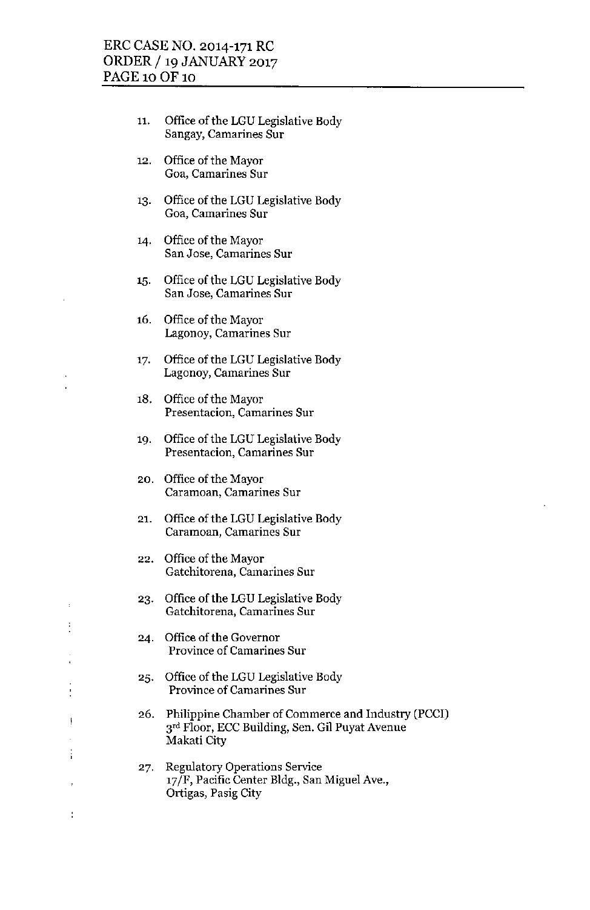11. Office of the LGU Legislative Body
    Sangay, Camarines Sur

12. Office of the Mayor
    Goa, Camarines Sur

13. Office of the LGU Legislative Body
    Goa, Camarines Sur

14. Office of the Mayor
    San Jose, Camarines Sur

15. Office of the LGU Legislative Body
    San Jose, Camarines Sur

16. Office of the Mayor
    Lagonoy, Camarines Sur

17. Office of the LGU Legislative Body
    Lagonoy, Camarines Sur

18. Office of the Mayor
    Presentacion, Camarines Sur

19. Office of the LGU Legislative Body
    Presentacion, Camarines Sur

20. Office of the Mayor
    Caramoan, Camarines Sur

21. Office of the LGU Legislative Body
    Caramoan, Camarines Sur

22. Office of the Mayor
    Gatchitorena, Camarines Sur

23. Office of the LGU Legislative Body
    Gatchitorena, Camarines Sur

24. Office of the Governor
    Province of Camarines Sur

25. Office of the LGU Legislative Body
    Province of Camarines Sur

26. Philippine Chamber of Commerce and Industry (PCCI)
    3rd Floor, ECC Building, Sen. Gil Puyat Avenue
    Makati City

27. Regulatory Operations Service
    17/F, Pacific Center Bldg., San Miguel Ave.,
    Ortigas, Pasig City